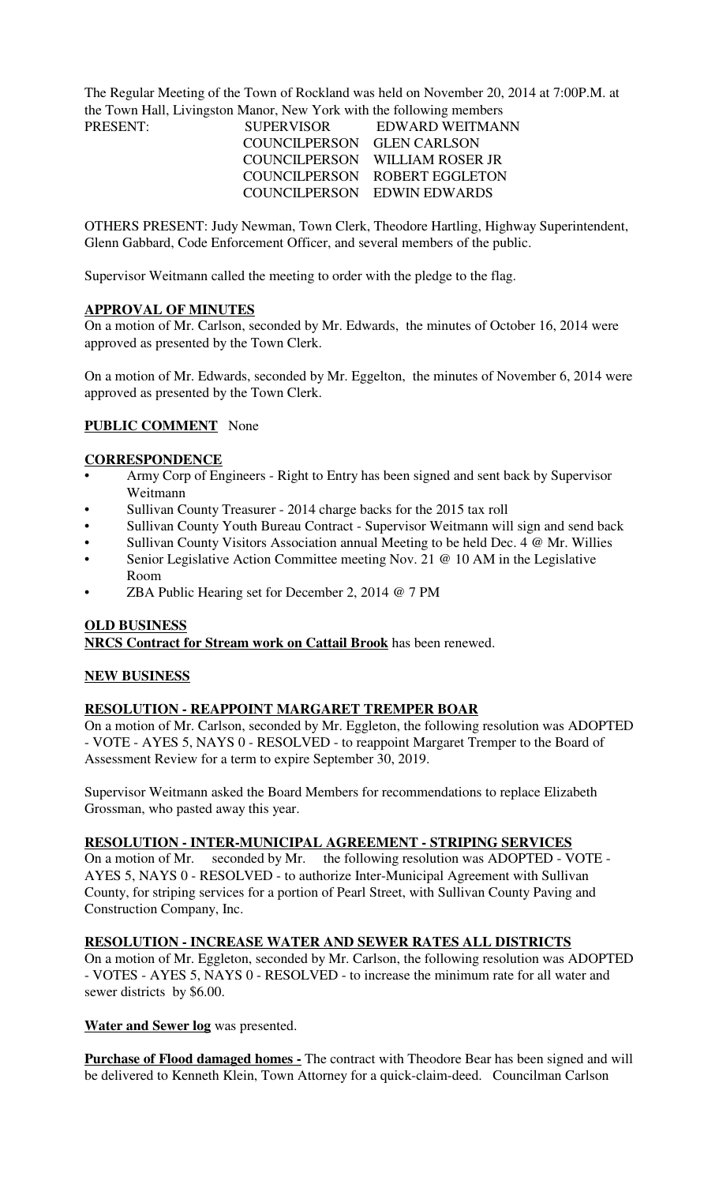The Regular Meeting of the Town of Rockland was held on November 20, 2014 at 7:00P.M. at the Town Hall, Livingston Manor, New York with the following members

PRESENT: SUPERVISOR EDWARD WEITMANN
COUNCILPERSON GLEN CARLSON
COUNCILPERSON WILLIAM ROSER JR
COUNCILPERSON ROBERT EGGLETON
COUNCILPERSON EDWIN EDWARDS

OTHERS PRESENT: Judy Newman, Town Clerk, Theodore Hartling, Highway Superintendent, Glenn Gabbard, Code Enforcement Officer, and several members of the public.

Supervisor Weitmann called the meeting to order with the pledge to the flag.

**APPROVAL OF MINUTES**

On a motion of Mr. Carlson, seconded by Mr. Edwards, the minutes of October 16, 2014 were approved as presented by the Town Clerk.

On a motion of Mr. Edwards, seconded by Mr. Eggelton, the minutes of November 6, 2014 were approved as presented by the Town Clerk.

**PUBLIC COMMENT** None

**CORRESPONDENCE**

- Army Corp of Engineers - Right to Entry has been signed and sent back by Supervisor Weitmann
- Sullivan County Treasurer - 2014 charge backs for the 2015 tax roll
- Sullivan County Youth Bureau Contract - Supervisor Weitmann will sign and send back
- Sullivan County Visitors Association annual Meeting to be held Dec. 4 @ Mr. Willies
- Senior Legislative Action Committee meeting Nov. 21 @ 10 AM in the Legislative Room
- ZBA Public Hearing set for December 2, 2014 @ 7 PM

**OLD BUSINESS**

**NRCS Contract for Stream work on Cattail Brook** has been renewed.

**NEW BUSINESS**

**RESOLUTION - REAPPOINT MARGARET TREMPER BOAR**

On a motion of Mr. Carlson, seconded by Mr. Eggleton, the following resolution was ADOPTED - VOTE - AYES 5, NAYS 0 - RESOLVED - to reappoint Margaret Tremper to the Board of Assessment Review for a term to expire September 30, 2019.

Supervisor Weitmann asked the Board Members for recommendations to replace Elizabeth Grossman, who pasted away this year.

**RESOLUTION - INTER-MUNICIPAL AGREEMENT - STRIPING SERVICES**

On a motion of Mr. seconded by Mr. the following resolution was ADOPTED - VOTE - AYES 5, NAYS 0 - RESOLVED - to authorize Inter-Municipal Agreement with Sullivan County, for striping services for a portion of Pearl Street, with Sullivan County Paving and Construction Company, Inc.

**RESOLUTION - INCREASE WATER AND SEWER RATES ALL DISTRICTS**

On a motion of Mr. Eggleton, seconded by Mr. Carlson, the following resolution was ADOPTED - VOTES - AYES 5, NAYS 0 - RESOLVED - to increase the minimum rate for all water and sewer districts by $6.00.

**Water and Sewer log** was presented.

**Purchase of Flood damaged homes -** The contract with Theodore Bear has been signed and will be delivered to Kenneth Klein, Town Attorney for a quick-claim-deed. Councilman Carlson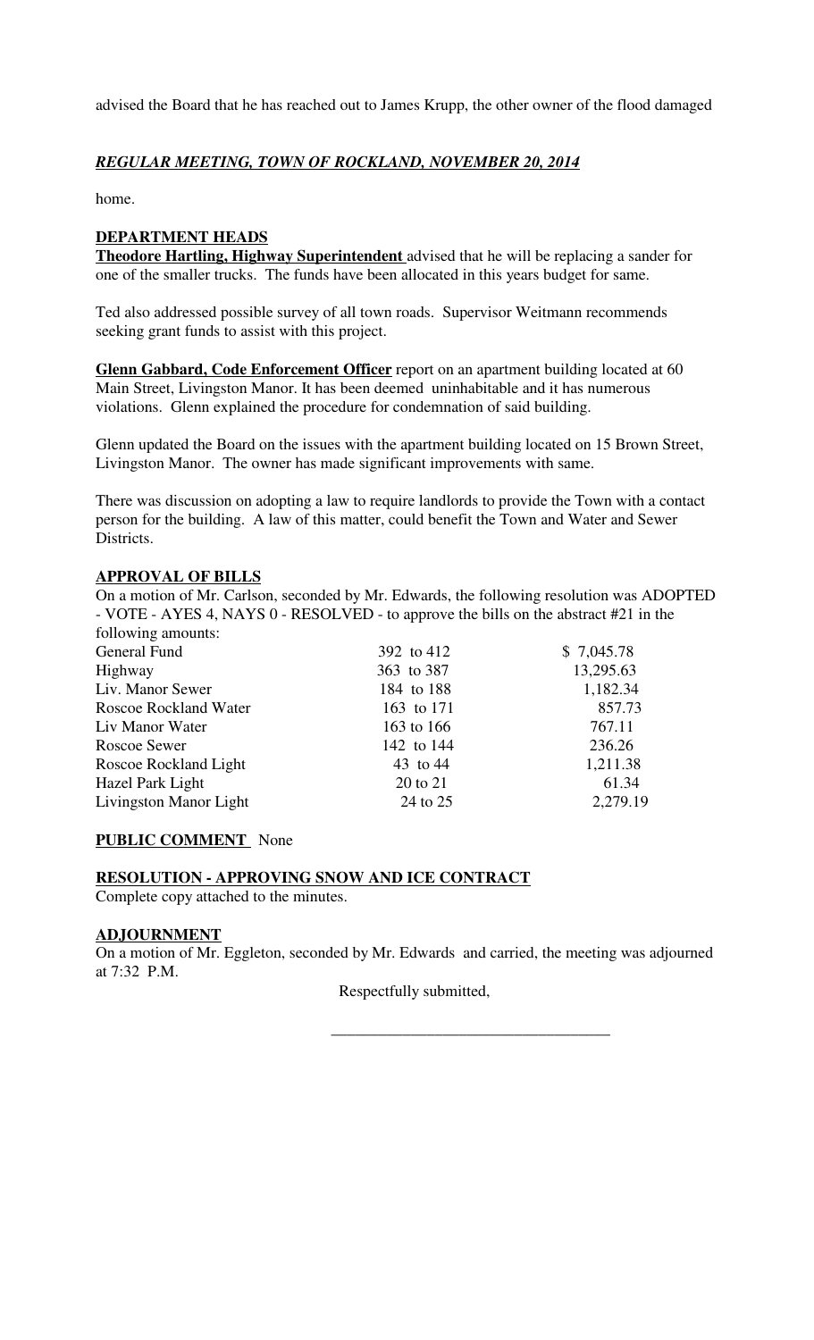advised the Board that he has reached out to James Krupp, the other owner of the flood damaged

home.

## DEPARTMENT HEADS

**Theodore Hartling, Highway Superintendent** advised that he will be replacing a sander for one of the smaller trucks. The funds have been allocated in this years budget for same.

Ted also addressed possible survey of all town roads. Supervisor Weitmann recommends seeking grant funds to assist with this project.

**Glenn Gabbard, Code Enforcement Officer** report on an apartment building located at 60 Main Street, Livingston Manor. It has been deemed uninhabitable and it has numerous violations. Glenn explained the procedure for condemnation of said building.

Glenn updated the Board on the issues with the apartment building located on 15 Brown Street, Livingston Manor. The owner has made significant improvements with same.

There was discussion on adopting a law to require landlords to provide the Town with a contact person for the building. A law of this matter, could benefit the Town and Water and Sewer Districts.

## APPROVAL OF BILLS

On a motion of Mr. Carlson, seconded by Mr. Edwards, the following resolution was ADOPTED - VOTE - AYES 4, NAYS 0 - RESOLVED - to approve the bills on the abstract #21 in the following amounts:

| | | |
|---|---|---|
| General Fund | 392 to 412 | $ 7,045.78 |
| Highway | 363 to 387 | 13,295.63 |
| Liv. Manor Sewer | 184 to 188 | 1,182.34 |
| Roscoe Rockland Water | 163 to 171 | 857.73 |
| Liv Manor Water | 163 to 166 | 767.11 |
| Roscoe Sewer | 142 to 144 | 236.26 |
| Roscoe Rockland Light | 43 to 44 | 1,211.38 |
| Hazel Park Light | 20 to 21 | 61.34 |
| Livingston Manor Light | 24 to 25 | 2,279.19 |

## PUBLIC COMMENT None

## RESOLUTION - APPROVING SNOW AND ICE CONTRACT

Complete copy attached to the minutes.

## ADJOURNMENT

On a motion of Mr. Eggleton, seconded by Mr. Edwards and carried, the meeting was adjourned at 7:32 P.M.

Respectfully submitted,

\_\_\_\_\_\_\_\_\_\_\_\_\_\_\_\_\_\_\_\_\_\_\_\_\_\_\_\_\_\_\_\_\_\_\_